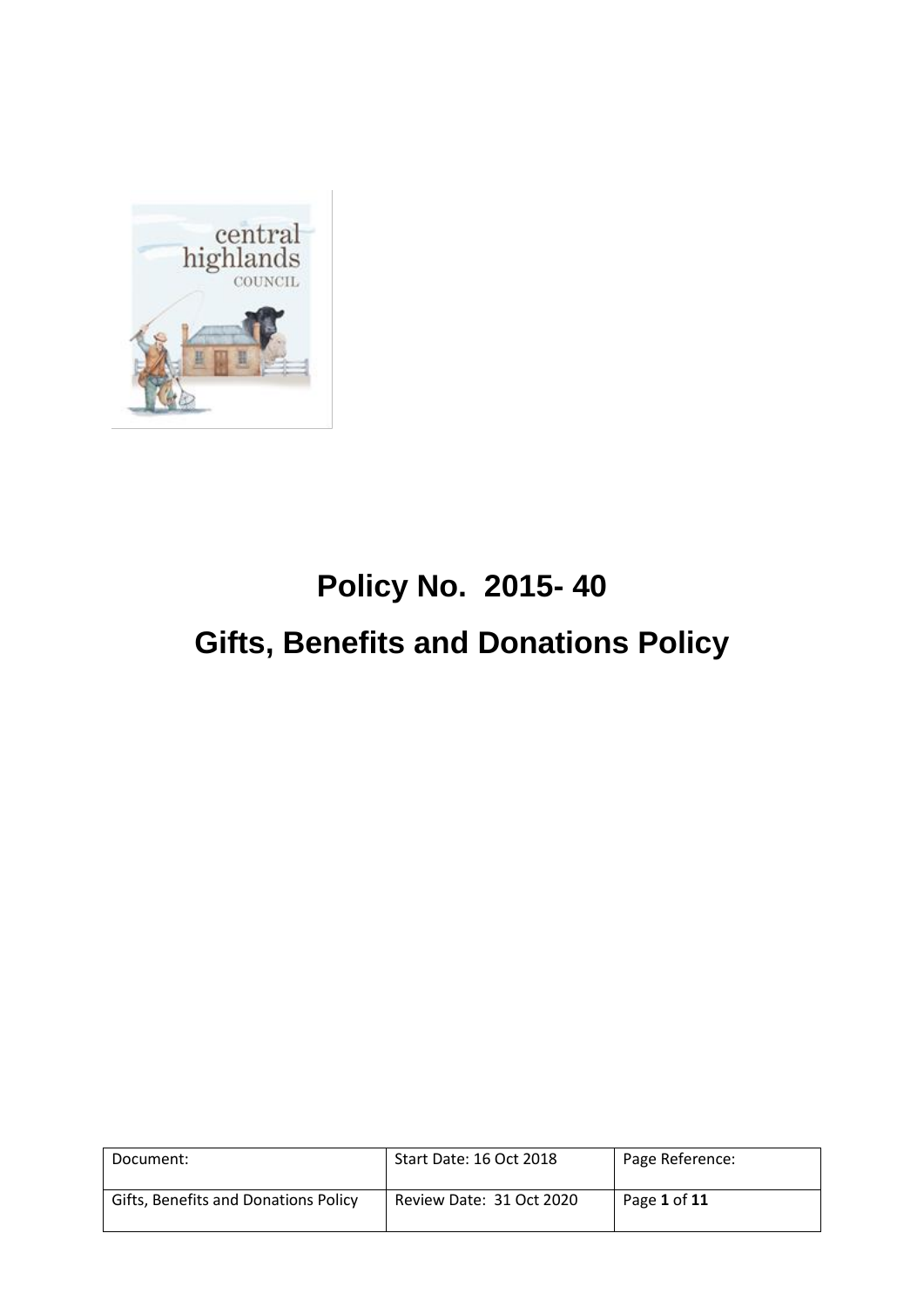# Policy No. 2015- 40

# Gifts, Benefits and Donations Policy

| Document: | Start Date: 16 Oct 2018 | Page Reference: |
|---|---|---|
| Gifts, Benefits and Donations Policy | Review Date: 31 Oct 2020 | Page **1** of **11** |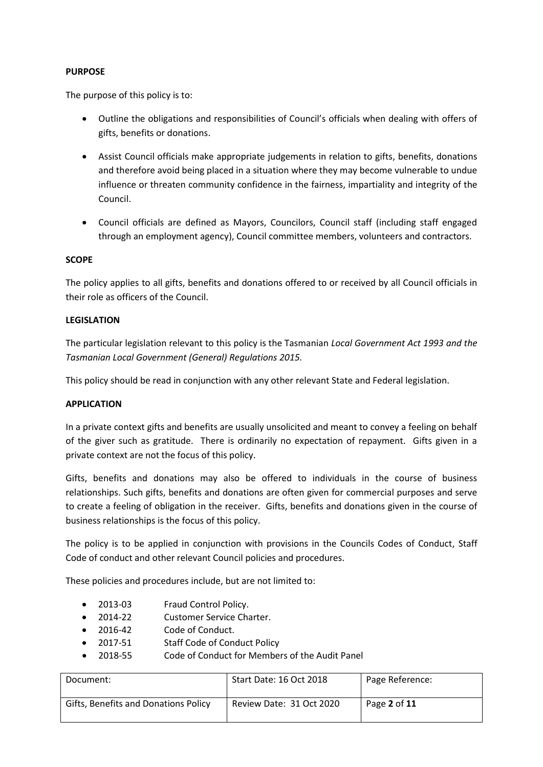**PURPOSE**

The purpose of this policy is to:

- Outline the obligations and responsibilities of Council's officials when dealing with offers of gifts, benefits or donations.
- Assist Council officials make appropriate judgements in relation to gifts, benefits, donations and therefore avoid being placed in a situation where they may become vulnerable to undue influence or threaten community confidence in the fairness, impartiality and integrity of the Council.
- Council officials are defined as Mayors, Councilors, Council staff (including staff engaged through an employment agency), Council committee members, volunteers and contractors.

**SCOPE**

The policy applies to all gifts, benefits and donations offered to or received by all Council officials in their role as officers of the Council.

**LEGISLATION**

The particular legislation relevant to this policy is the Tasmanian *Local Government Act 1993 and the Tasmanian Local Government (General) Regulations 2015.*

This policy should be read in conjunction with any other relevant State and Federal legislation.

**APPLICATION**

In a private context gifts and benefits are usually unsolicited and meant to convey a feeling on behalf of the giver such as gratitude. There is ordinarily no expectation of repayment. Gifts given in a private context are not the focus of this policy.

Gifts, benefits and donations may also be offered to individuals in the course of business relationships. Such gifts, benefits and donations are often given for commercial purposes and serve to create a feeling of obligation in the receiver. Gifts, benefits and donations given in the course of business relationships is the focus of this policy.

The policy is to be applied in conjunction with provisions in the Councils Codes of Conduct, Staff Code of conduct and other relevant Council policies and procedures.

These policies and procedures include, but are not limited to:

- 2013-03 Fraud Control Policy.
- 2014-22 Customer Service Charter.
- 2016-42 Code of Conduct.
- 2017-51 Staff Code of Conduct Policy
- 2018-55 Code of Conduct for Members of the Audit Panel

| Document: | Start Date: 16 Oct 2018 | Page Reference: |
|---|---|---|
| Gifts, Benefits and Donations Policy | Review Date: 31 Oct 2020 | Page **2** of **11** |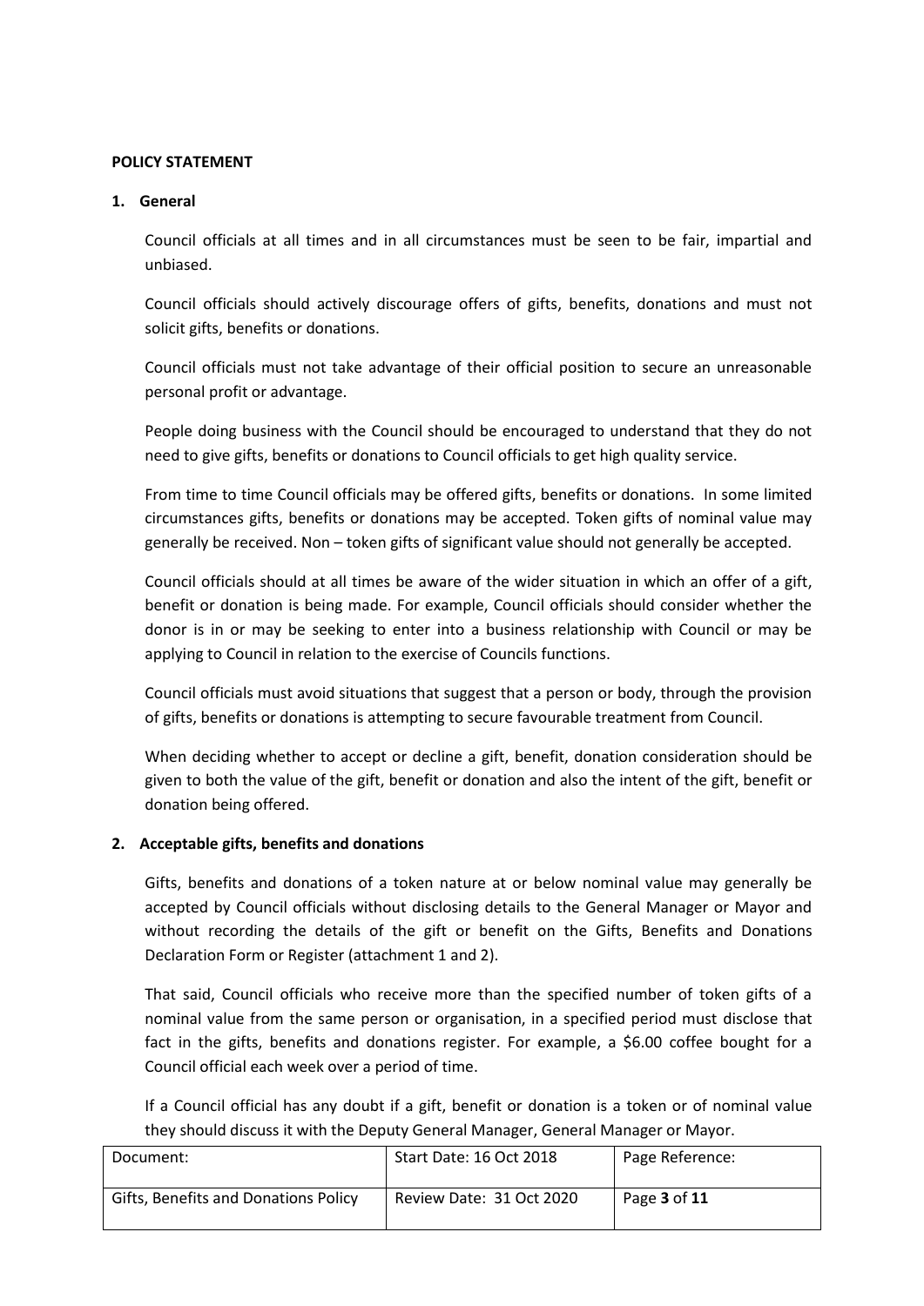**POLICY STATEMENT**

**1. General**

Council officials at all times and in all circumstances must be seen to be fair, impartial and unbiased.

Council officials should actively discourage offers of gifts, benefits, donations and must not solicit gifts, benefits or donations.

Council officials must not take advantage of their official position to secure an unreasonable personal profit or advantage.

People doing business with the Council should be encouraged to understand that they do not need to give gifts, benefits or donations to Council officials to get high quality service.

From time to time Council officials may be offered gifts, benefits or donations. In some limited circumstances gifts, benefits or donations may be accepted. Token gifts of nominal value may generally be received. Non – token gifts of significant value should not generally be accepted.

Council officials should at all times be aware of the wider situation in which an offer of a gift, benefit or donation is being made. For example, Council officials should consider whether the donor is in or may be seeking to enter into a business relationship with Council or may be applying to Council in relation to the exercise of Councils functions.

Council officials must avoid situations that suggest that a person or body, through the provision of gifts, benefits or donations is attempting to secure favourable treatment from Council.

When deciding whether to accept or decline a gift, benefit, donation consideration should be given to both the value of the gift, benefit or donation and also the intent of the gift, benefit or donation being offered.

**2. Acceptable gifts, benefits and donations**

Gifts, benefits and donations of a token nature at or below nominal value may generally be accepted by Council officials without disclosing details to the General Manager or Mayor and without recording the details of the gift or benefit on the Gifts, Benefits and Donations Declaration Form or Register (attachment 1 and 2).

That said, Council officials who receive more than the specified number of token gifts of a nominal value from the same person or organisation, in a specified period must disclose that fact in the gifts, benefits and donations register. For example, a $6.00 coffee bought for a Council official each week over a period of time.

If a Council official has any doubt if a gift, benefit or donation is a token or of nominal value they should discuss it with the Deputy General Manager, General Manager or Mayor.

| Document: | Start Date: 16 Oct 2018 | Page Reference: |
| --- | --- | --- |
| Gifts, Benefits and Donations Policy | Review Date: 31 Oct 2020 | Page **3** of **11** |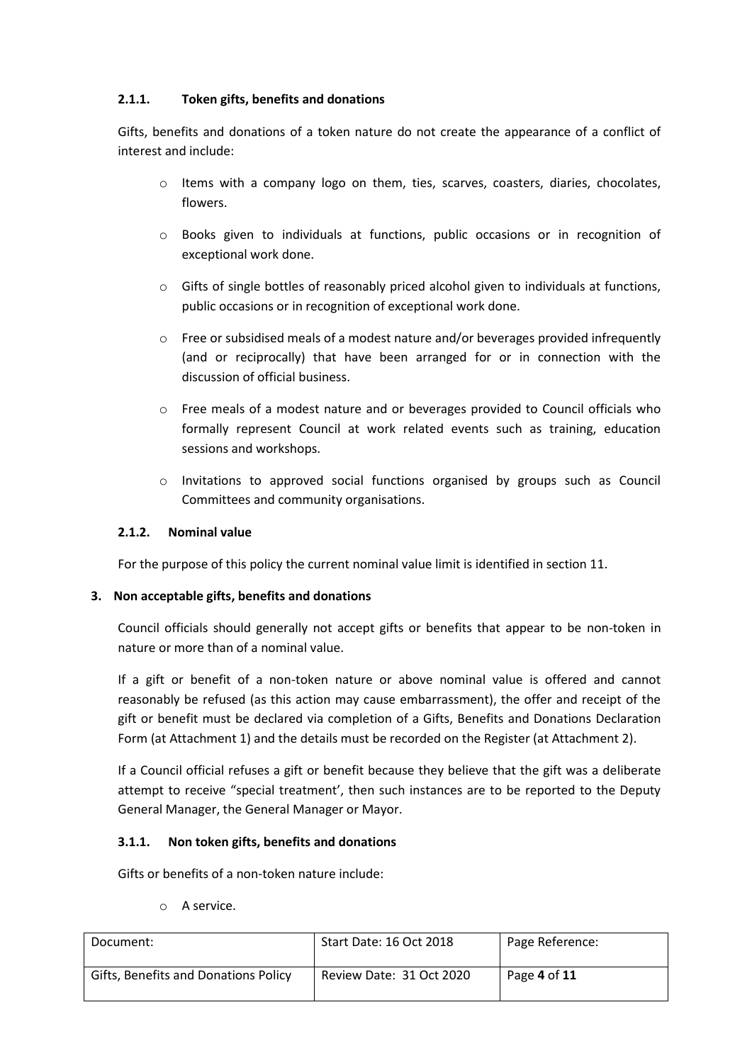### 2.1.1. Token gifts, benefits and donations

Gifts, benefits and donations of a token nature do not create the appearance of a conflict of interest and include:

- Items with a company logo on them, ties, scarves, coasters, diaries, chocolates, flowers.
- Books given to individuals at functions, public occasions or in recognition of exceptional work done.
- Gifts of single bottles of reasonably priced alcohol given to individuals at functions, public occasions or in recognition of exceptional work done.
- Free or subsidised meals of a modest nature and/or beverages provided infrequently (and or reciprocally) that have been arranged for or in connection with the discussion of official business.
- Free meals of a modest nature and or beverages provided to Council officials who formally represent Council at work related events such as training, education sessions and workshops.
- Invitations to approved social functions organised by groups such as Council Committees and community organisations.

### 2.1.2. Nominal value

For the purpose of this policy the current nominal value limit is identified in section 11.

## 3. Non acceptable gifts, benefits and donations

Council officials should generally not accept gifts or benefits that appear to be non-token in nature or more than of a nominal value.

If a gift or benefit of a non-token nature or above nominal value is offered and cannot reasonably be refused (as this action may cause embarrassment), the offer and receipt of the gift or benefit must be declared via completion of a Gifts, Benefits and Donations Declaration Form (at Attachment 1) and the details must be recorded on the Register (at Attachment 2).

If a Council official refuses a gift or benefit because they believe that the gift was a deliberate attempt to receive "special treatment', then such instances are to be reported to the Deputy General Manager, the General Manager or Mayor.

### 3.1.1. Non token gifts, benefits and donations

Gifts or benefits of a non-token nature include:

- A service.

| Document: | Start Date: 16 Oct 2018 | Page Reference: |
| --- | --- | --- |
| Gifts, Benefits and Donations Policy | Review Date: 31 Oct 2020 | Page **4** of **11** |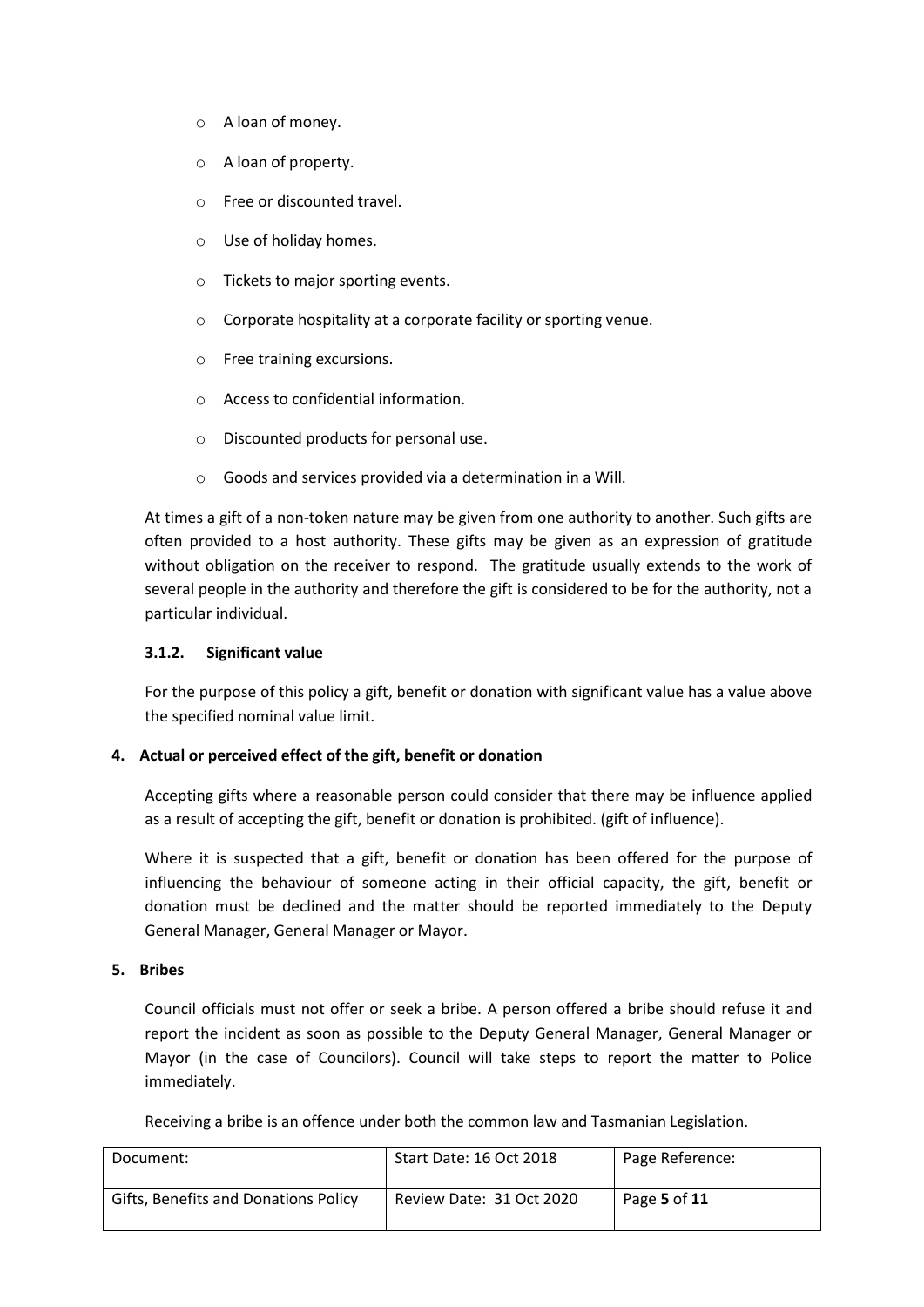- A loan of money.
- A loan of property.
- Free or discounted travel.
- Use of holiday homes.
- Tickets to major sporting events.
- Corporate hospitality at a corporate facility or sporting venue.
- Free training excursions.
- Access to confidential information.
- Discounted products for personal use.
- Goods and services provided via a determination in a Will.

At times a gift of a non-token nature may be given from one authority to another. Such gifts are often provided to a host authority. These gifts may be given as an expression of gratitude without obligation on the receiver to respond. The gratitude usually extends to the work of several people in the authority and therefore the gift is considered to be for the authority, not a particular individual.

### 3.1.2. Significant value

For the purpose of this policy a gift, benefit or donation with significant value has a value above the specified nominal value limit.

## 4. Actual or perceived effect of the gift, benefit or donation

Accepting gifts where a reasonable person could consider that there may be influence applied as a result of accepting the gift, benefit or donation is prohibited. (gift of influence).

Where it is suspected that a gift, benefit or donation has been offered for the purpose of influencing the behaviour of someone acting in their official capacity, the gift, benefit or donation must be declined and the matter should be reported immediately to the Deputy General Manager, General Manager or Mayor.

## 5. Bribes

Council officials must not offer or seek a bribe. A person offered a bribe should refuse it and report the incident as soon as possible to the Deputy General Manager, General Manager or Mayor (in the case of Councilors). Council will take steps to report the matter to Police immediately.

Receiving a bribe is an offence under both the common law and Tasmanian Legislation.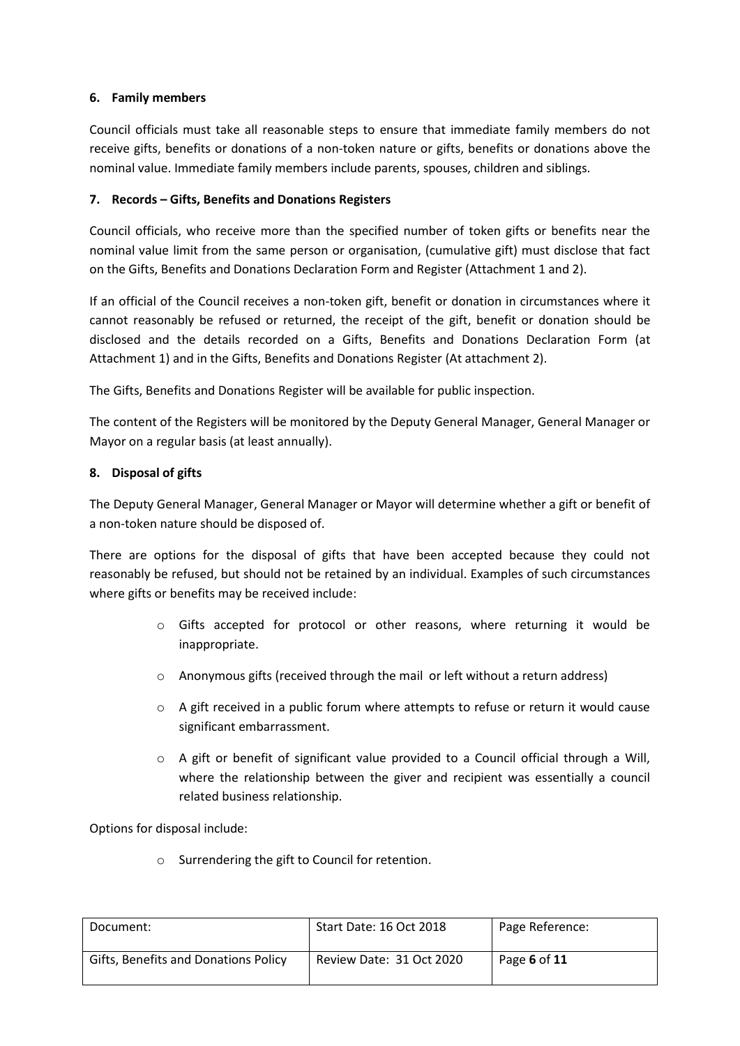## 6. Family members

Council officials must take all reasonable steps to ensure that immediate family members do not receive gifts, benefits or donations of a non-token nature or gifts, benefits or donations above the nominal value. Immediate family members include parents, spouses, children and siblings.

## 7. Records – Gifts, Benefits and Donations Registers

Council officials, who receive more than the specified number of token gifts or benefits near the nominal value limit from the same person or organisation, (cumulative gift) must disclose that fact on the Gifts, Benefits and Donations Declaration Form and Register (Attachment 1 and 2).

If an official of the Council receives a non-token gift, benefit or donation in circumstances where it cannot reasonably be refused or returned, the receipt of the gift, benefit or donation should be disclosed and the details recorded on a Gifts, Benefits and Donations Declaration Form (at Attachment 1) and in the Gifts, Benefits and Donations Register (At attachment 2).

The Gifts, Benefits and Donations Register will be available for public inspection.

The content of the Registers will be monitored by the Deputy General Manager, General Manager or Mayor on a regular basis (at least annually).

## 8. Disposal of gifts

The Deputy General Manager, General Manager or Mayor will determine whether a gift or benefit of a non-token nature should be disposed of.

There are options for the disposal of gifts that have been accepted because they could not reasonably be refused, but should not be retained by an individual. Examples of such circumstances where gifts or benefits may be received include:

- Gifts accepted for protocol or other reasons, where returning it would be inappropriate.
- Anonymous gifts (received through the mail or left without a return address)
- A gift received in a public forum where attempts to refuse or return it would cause significant embarrassment.
- A gift or benefit of significant value provided to a Council official through a Will, where the relationship between the giver and recipient was essentially a council related business relationship.

Options for disposal include:

- Surrendering the gift to Council for retention.

| Document: | Start Date: 16 Oct 2018 | Page Reference: |
|---|---|---|
| Gifts, Benefits and Donations Policy | Review Date: 31 Oct 2020 | Page **6** of **11** |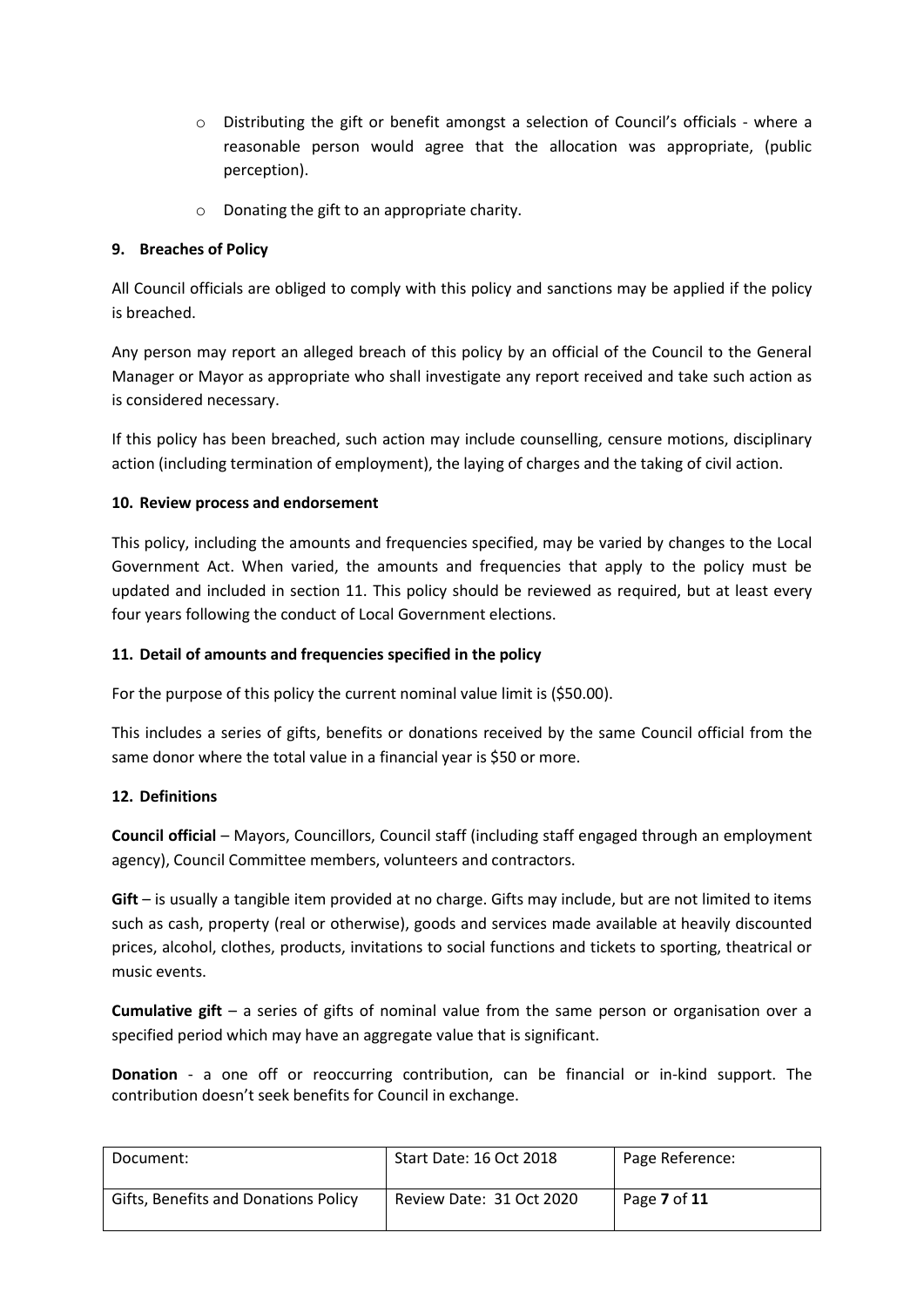- Distributing the gift or benefit amongst a selection of Council's officials - where a reasonable person would agree that the allocation was appropriate, (public perception).
- Donating the gift to an appropriate charity.

## 9. Breaches of Policy

All Council officials are obliged to comply with this policy and sanctions may be applied if the policy is breached.

Any person may report an alleged breach of this policy by an official of the Council to the General Manager or Mayor as appropriate who shall investigate any report received and take such action as is considered necessary.

If this policy has been breached, such action may include counselling, censure motions, disciplinary action (including termination of employment), the laying of charges and the taking of civil action.

## 10. Review process and endorsement

This policy, including the amounts and frequencies specified, may be varied by changes to the Local Government Act. When varied, the amounts and frequencies that apply to the policy must be updated and included in section 11. This policy should be reviewed as required, but at least every four years following the conduct of Local Government elections.

## 11. Detail of amounts and frequencies specified in the policy

For the purpose of this policy the current nominal value limit is ($50.00).

This includes a series of gifts, benefits or donations received by the same Council official from the same donor where the total value in a financial year is $50 or more.

## 12. Definitions

**Council official** – Mayors, Councillors, Council staff (including staff engaged through an employment agency), Council Committee members, volunteers and contractors.

**Gift** – is usually a tangible item provided at no charge. Gifts may include, but are not limited to items such as cash, property (real or otherwise), goods and services made available at heavily discounted prices, alcohol, clothes, products, invitations to social functions and tickets to sporting, theatrical or music events.

**Cumulative gift** – a series of gifts of nominal value from the same person or organisation over a specified period which may have an aggregate value that is significant.

**Donation** - a one off or reoccurring contribution, can be financial or in-kind support. The contribution doesn't seek benefits for Council in exchange.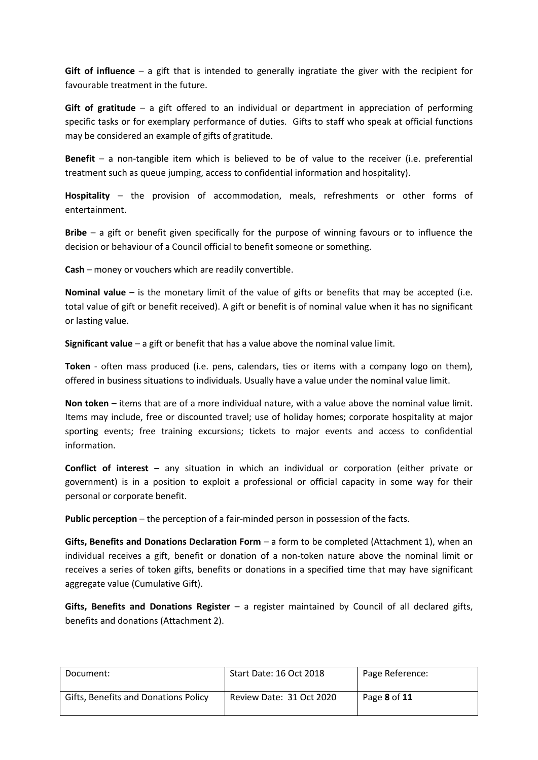**Gift of influence** – a gift that is intended to generally ingratiate the giver with the recipient for favourable treatment in the future.

**Gift of gratitude** – a gift offered to an individual or department in appreciation of performing specific tasks or for exemplary performance of duties. Gifts to staff who speak at official functions may be considered an example of gifts of gratitude.

**Benefit** – a non-tangible item which is believed to be of value to the receiver (i.e. preferential treatment such as queue jumping, access to confidential information and hospitality).

**Hospitality** – the provision of accommodation, meals, refreshments or other forms of entertainment.

**Bribe** – a gift or benefit given specifically for the purpose of winning favours or to influence the decision or behaviour of a Council official to benefit someone or something.

**Cash** – money or vouchers which are readily convertible.

**Nominal value** – is the monetary limit of the value of gifts or benefits that may be accepted (i.e. total value of gift or benefit received). A gift or benefit is of nominal value when it has no significant or lasting value.

**Significant value** – a gift or benefit that has a value above the nominal value limit.

**Token** - often mass produced (i.e. pens, calendars, ties or items with a company logo on them), offered in business situations to individuals. Usually have a value under the nominal value limit.

**Non token** – items that are of a more individual nature, with a value above the nominal value limit. Items may include, free or discounted travel; use of holiday homes; corporate hospitality at major sporting events; free training excursions; tickets to major events and access to confidential information.

**Conflict of interest** – any situation in which an individual or corporation (either private or government) is in a position to exploit a professional or official capacity in some way for their personal or corporate benefit.

**Public perception** – the perception of a fair-minded person in possession of the facts.

**Gifts, Benefits and Donations Declaration Form** – a form to be completed (Attachment 1), when an individual receives a gift, benefit or donation of a non-token nature above the nominal limit or receives a series of token gifts, benefits or donations in a specified time that may have significant aggregate value (Cumulative Gift).

**Gifts, Benefits and Donations Register** – a register maintained by Council of all declared gifts, benefits and donations (Attachment 2).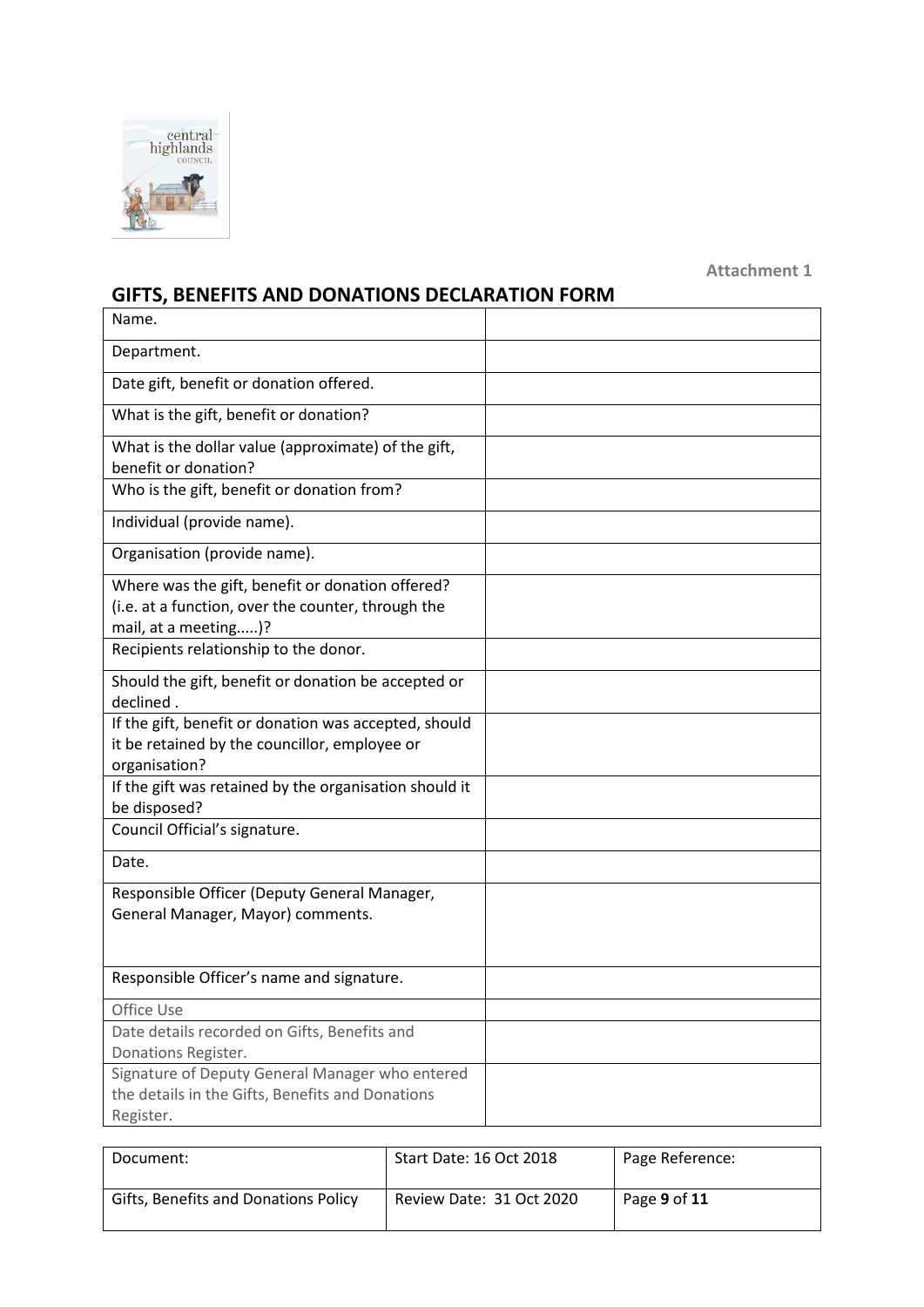Attachment 1

## GIFTS, BENEFITS AND DONATIONS DECLARATION FORM

| | |
|---|---|
| Name. | |
| Department. | |
| Date gift, benefit or donation offered. | |
| What is the gift, benefit or donation? | |
| What is the dollar value (approximate) of the gift, benefit or donation? | |
| Who is the gift, benefit or donation from? | |
| Individual (provide name). | |
| Organisation (provide name). | |
| Where was the gift, benefit or donation offered? (i.e. at a function, over the counter, through the mail, at a meeting.....)? | |
| Recipients relationship to the donor. | |
| Should the gift, benefit or donation be accepted or declined . | |
| If the gift, benefit or donation was accepted, should it be retained by the councillor, employee or organisation? | |
| If the gift was retained by the organisation should it be disposed? | |
| Council Official's signature. | |
| Date. | |
| Responsible Officer (Deputy General Manager, General Manager, Mayor) comments. | |
| Responsible Officer's name and signature. | |
| Office Use | |
| Date details recorded on Gifts, Benefits and Donations Register. | |
| Signature of Deputy General Manager who entered the details in the Gifts, Benefits and Donations Register. | |

| Document: | Start Date: 16 Oct 2018 | Page Reference: |
|---|---|---|
| Gifts, Benefits and Donations Policy | Review Date: 31 Oct 2020 | Page **9** of **11** |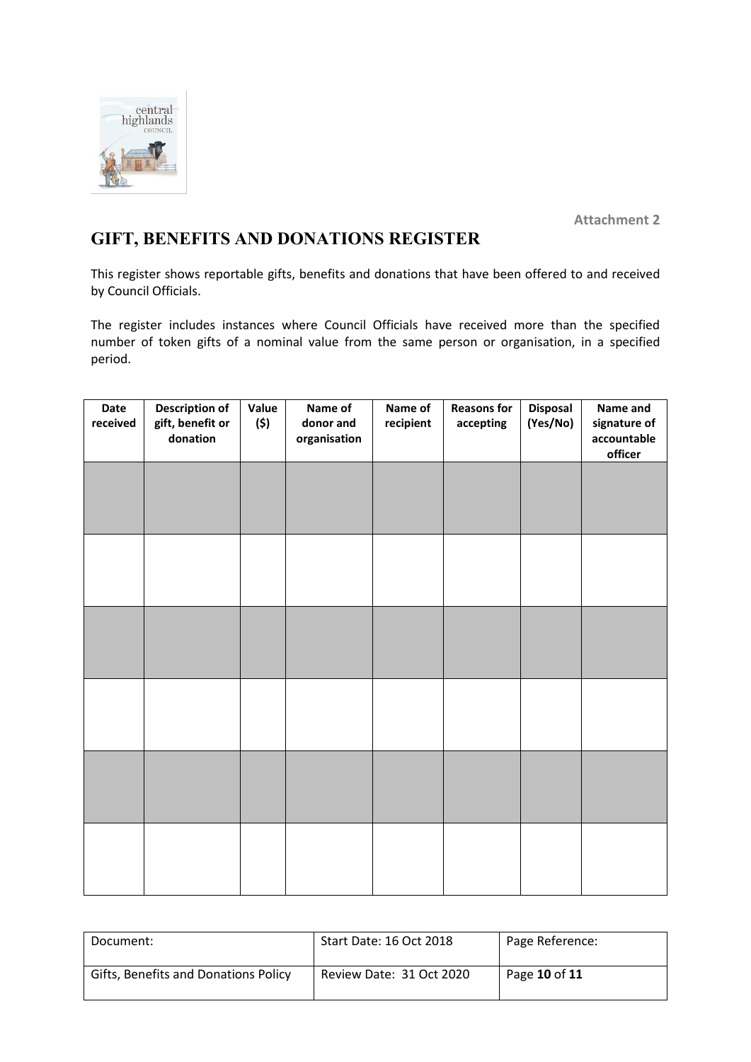Attachment 2

# GIFT, BENEFITS AND DONATIONS REGISTER

This register shows reportable gifts, benefits and donations that have been offered to and received by Council Officials.

The register includes instances where Council Officials have received more than the specified number of token gifts of a nominal value from the same person or organisation, in a specified period.

| Date received | Description of gift, benefit or donation | Value ($) | Name of donor and organisation | Name of recipient | Reasons for accepting | Disposal (Yes/No) | Name and signature of accountable officer |
|---|---|---|---|---|---|---|---|
| | | | | | | | |
| | | | | | | | |
| | | | | | | | |
| | | | | | | | |
| | | | | | | | |
| | | | | | | | |

| Document: | Start Date: 16 Oct 2018 | Page Reference: |
|---|---|---|
| Gifts, Benefits and Donations Policy | Review Date: 31 Oct 2020 | Page **10** of **11** |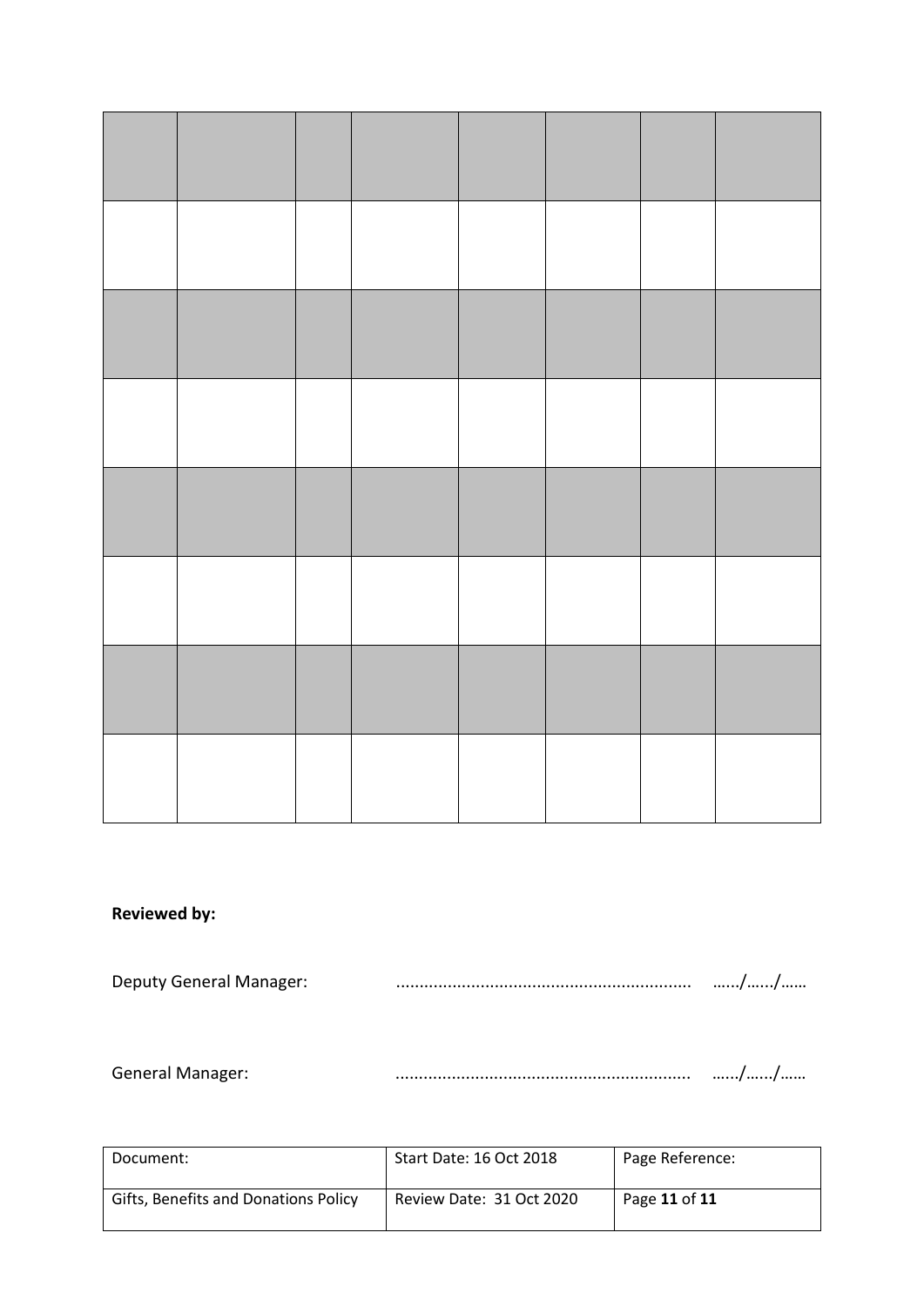| | | | | | | | |
|---|---|---|---|---|---|---|---|
| | | | | | | | |
| | | | | | | | |
| | | | | | | | |
| | | | | | | | |
| | | | | | | | |
| | | | | | | | |
| | | | | | | | |

**Reviewed by:**

Deputy General Manager: .............................................................. ....../....../......

General Manager: .............................................................. ....../....../......